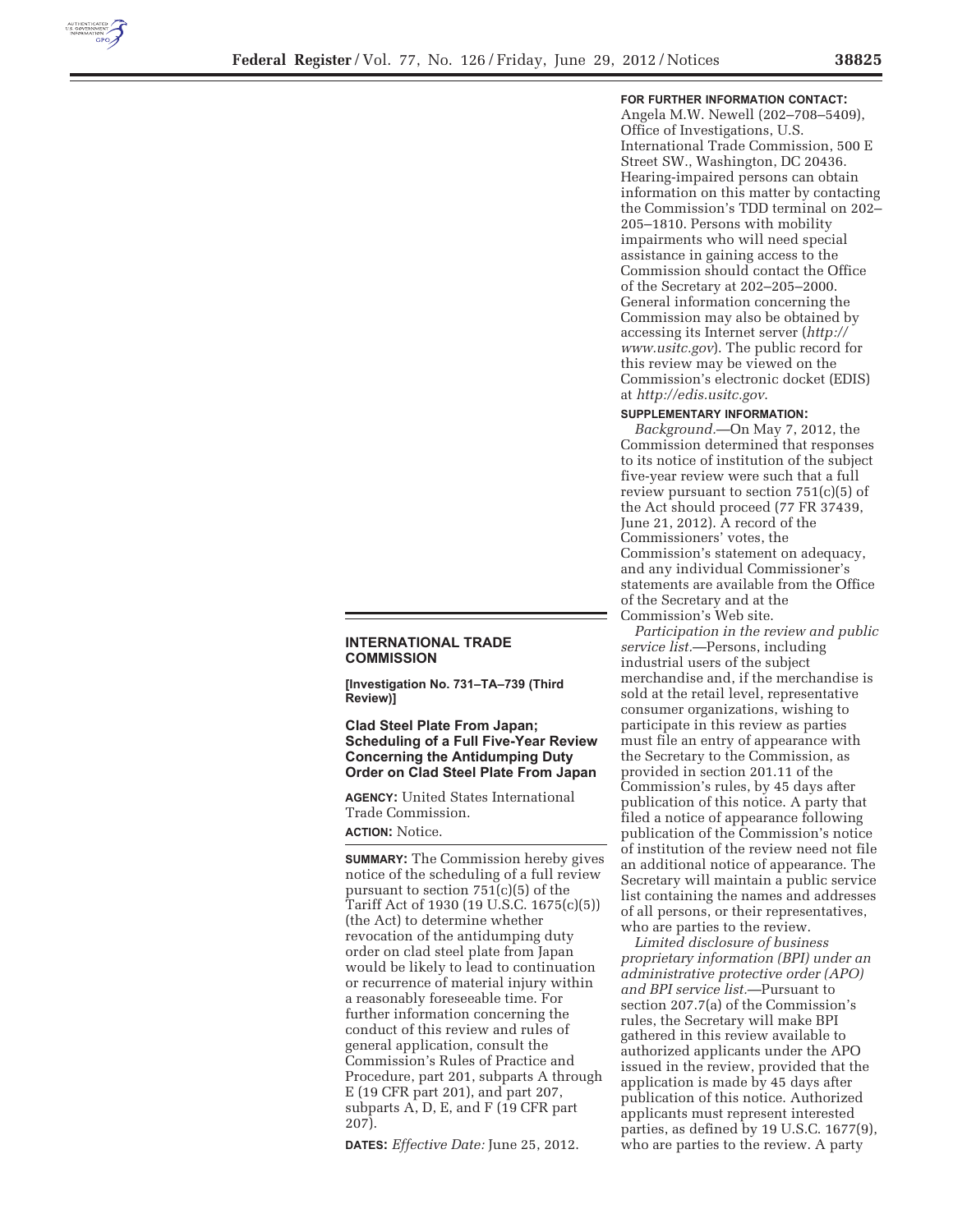## INTERNATIONAL TRADE COMMISSION

**[Investigation No. 731–TA–739 (Third Review)]**

### Clad Steel Plate From Japan; Scheduling of a Full Five-Year Review Concerning the Antidumping Duty Order on Clad Steel Plate From Japan

**AGENCY:** United States International Trade Commission.

**ACTION:** Notice.

**SUMMARY:** The Commission hereby gives notice of the scheduling of a full review pursuant to section 751(c)(5) of the Tariff Act of 1930 (19 U.S.C. 1675(c)(5)) (the Act) to determine whether revocation of the antidumping duty order on clad steel plate from Japan would be likely to lead to continuation or recurrence of material injury within a reasonably foreseeable time. For further information concerning the conduct of this review and rules of general application, consult the Commission's Rules of Practice and Procedure, part 201, subparts A through E (19 CFR part 201), and part 207, subparts A, D, E, and F (19 CFR part 207).

**DATES:** *Effective Date:* June 25, 2012.

**FOR FURTHER INFORMATION CONTACT:** Angela M.W. Newell (202–708–5409), Office of Investigations, U.S. International Trade Commission, 500 E Street SW., Washington, DC 20436. Hearing-impaired persons can obtain information on this matter by contacting the Commission's TDD terminal on 202–205–1810. Persons with mobility impairments who will need special assistance in gaining access to the Commission should contact the Office of the Secretary at 202–205–2000. General information concerning the Commission may also be obtained by accessing its Internet server (*http://www.usitc.gov*). The public record for this review may be viewed on the Commission's electronic docket (EDIS) at *http://edis.usitc.gov*.

**SUPPLEMENTARY INFORMATION:**

*Background.*—On May 7, 2012, the Commission determined that responses to its notice of institution of the subject five-year review were such that a full review pursuant to section 751(c)(5) of the Act should proceed (77 FR 37439, June 21, 2012). A record of the Commissioners' votes, the Commission's statement on adequacy, and any individual Commissioner's statements are available from the Office of the Secretary and at the Commission's Web site.

*Participation in the review and public service list.*—Persons, including industrial users of the subject merchandise and, if the merchandise is sold at the retail level, representative consumer organizations, wishing to participate in this review as parties must file an entry of appearance with the Secretary to the Commission, as provided in section 201.11 of the Commission's rules, by 45 days after publication of this notice. A party that filed a notice of appearance following publication of the Commission's notice of institution of the review need not file an additional notice of appearance. The Secretary will maintain a public service list containing the names and addresses of all persons, or their representatives, who are parties to the review.

*Limited disclosure of business proprietary information (BPI) under an administrative protective order (APO) and BPI service list.*—Pursuant to section 207.7(a) of the Commission's rules, the Secretary will make BPI gathered in this review available to authorized applicants under the APO issued in the review, provided that the application is made by 45 days after publication of this notice. Authorized applicants must represent interested parties, as defined by 19 U.S.C. 1677(9), who are parties to the review. A party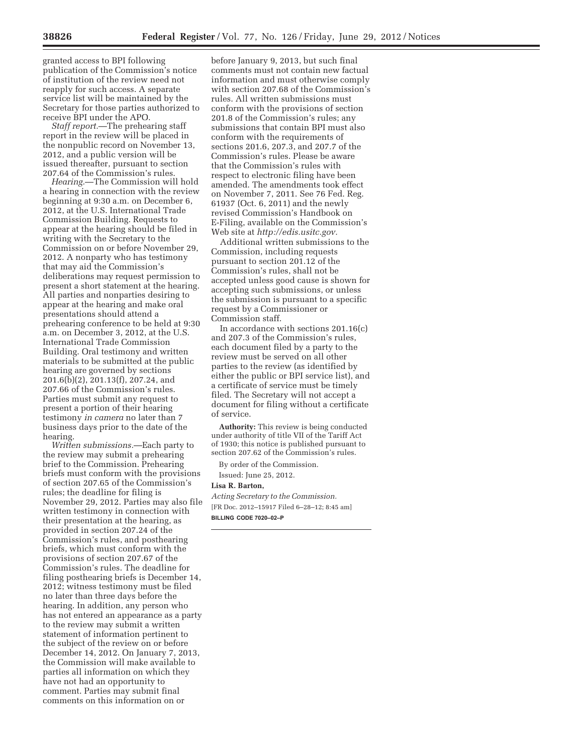granted access to BPI following publication of the Commission's notice of institution of the review need not reapply for such access. A separate service list will be maintained by the Secretary for those parties authorized to receive BPI under the APO.

*Staff report.*—The prehearing staff report in the review will be placed in the nonpublic record on November 13, 2012, and a public version will be issued thereafter, pursuant to section 207.64 of the Commission's rules.

*Hearing.*—The Commission will hold a hearing in connection with the review beginning at 9:30 a.m. on December 6, 2012, at the U.S. International Trade Commission Building. Requests to appear at the hearing should be filed in writing with the Secretary to the Commission on or before November 29, 2012. A nonparty who has testimony that may aid the Commission's deliberations may request permission to present a short statement at the hearing. All parties and nonparties desiring to appear at the hearing and make oral presentations should attend a prehearing conference to be held at 9:30 a.m. on December 3, 2012, at the U.S. International Trade Commission Building. Oral testimony and written materials to be submitted at the public hearing are governed by sections 201.6(b)(2), 201.13(f), 207.24, and 207.66 of the Commission's rules. Parties must submit any request to present a portion of their hearing testimony *in camera* no later than 7 business days prior to the date of the hearing.

*Written submissions.*—Each party to the review may submit a prehearing brief to the Commission. Prehearing briefs must conform with the provisions of section 207.65 of the Commission's rules; the deadline for filing is November 29, 2012. Parties may also file written testimony in connection with their presentation at the hearing, as provided in section 207.24 of the Commission's rules, and posthearing briefs, which must conform with the provisions of section 207.67 of the Commission's rules. The deadline for filing posthearing briefs is December 14, 2012; witness testimony must be filed no later than three days before the hearing. In addition, any person who has not entered an appearance as a party to the review may submit a written statement of information pertinent to the subject of the review on or before December 14, 2012. On January 7, 2013, the Commission will make available to parties all information on which they have not had an opportunity to comment. Parties may submit final comments on this information on or before January 9, 2013, but such final comments must not contain new factual information and must otherwise comply with section 207.68 of the Commission's rules. All written submissions must conform with the provisions of section 201.8 of the Commission's rules; any submissions that contain BPI must also conform with the requirements of sections 201.6, 207.3, and 207.7 of the Commission's rules. Please be aware that the Commission's rules with respect to electronic filing have been amended. The amendments took effect on November 7, 2011. See 76 Fed. Reg. 61937 (Oct. 6, 2011) and the newly revised Commission's Handbook on E-Filing, available on the Commission's Web site at *http://edis.usitc.gov.*

Additional written submissions to the Commission, including requests pursuant to section 201.12 of the Commission's rules, shall not be accepted unless good cause is shown for accepting such submissions, or unless the submission is pursuant to a specific request by a Commissioner or Commission staff.

In accordance with sections 201.16(c) and 207.3 of the Commission's rules, each document filed by a party to the review must be served on all other parties to the review (as identified by either the public or BPI service list), and a certificate of service must be timely filed. The Secretary will not accept a document for filing without a certificate of service.

**Authority:** This review is being conducted under authority of title VII of the Tariff Act of 1930; this notice is published pursuant to section 207.62 of the Commission's rules.

By order of the Commission.

Issued: June 25, 2012.

**Lisa R. Barton,**

*Acting Secretary to the Commission.*

[FR Doc. 2012–15917 Filed 6–28–12; 8:45 am]

**BILLING CODE 7020–02–P**